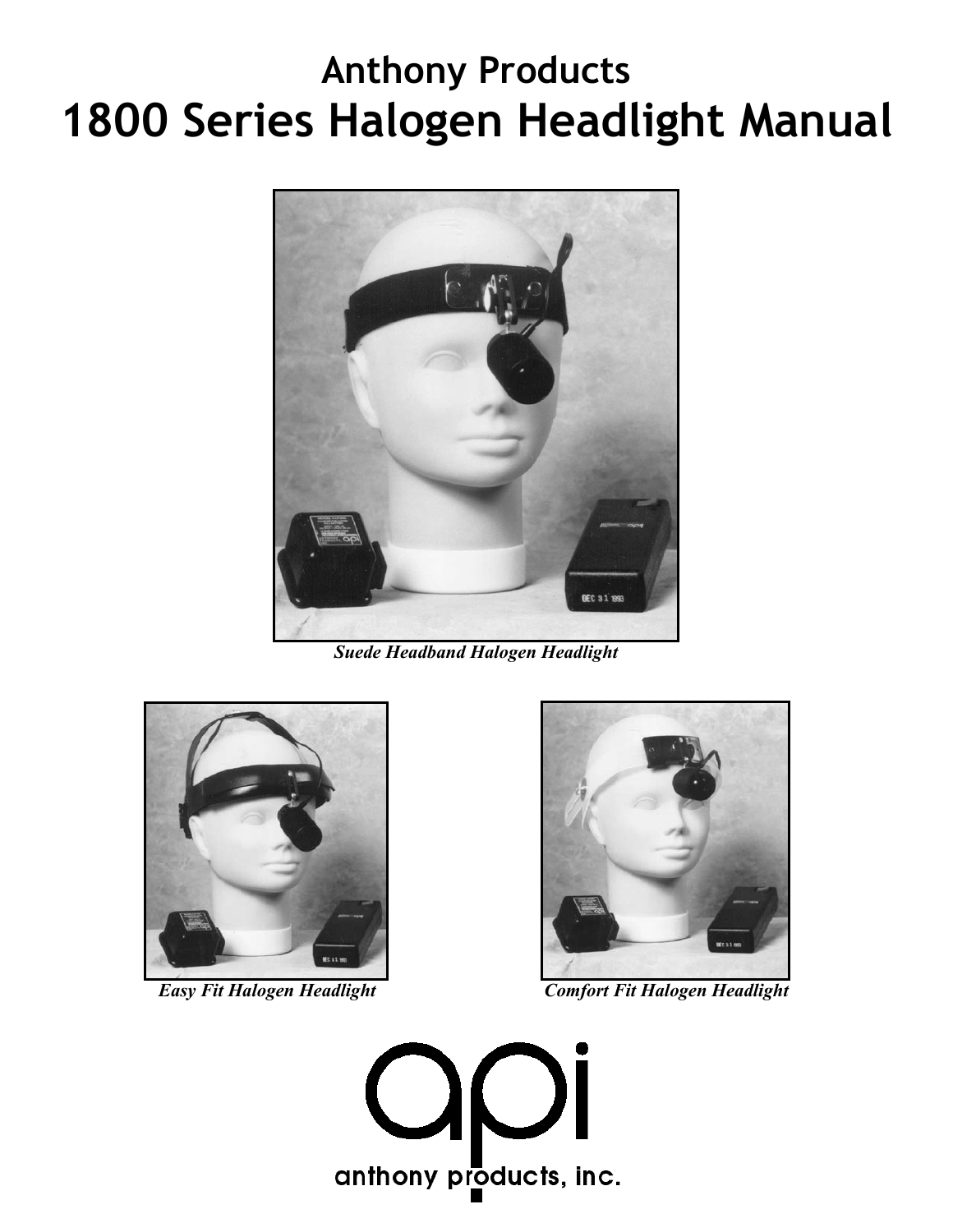# Anthony Products
# 1800 Series Halogen Headlight Manual

*Suede Headband Halogen Headlight*

*Easy Fit Halogen Headlight*

*Comfort Fit Halogen Headlight*

api

anthony products, inc.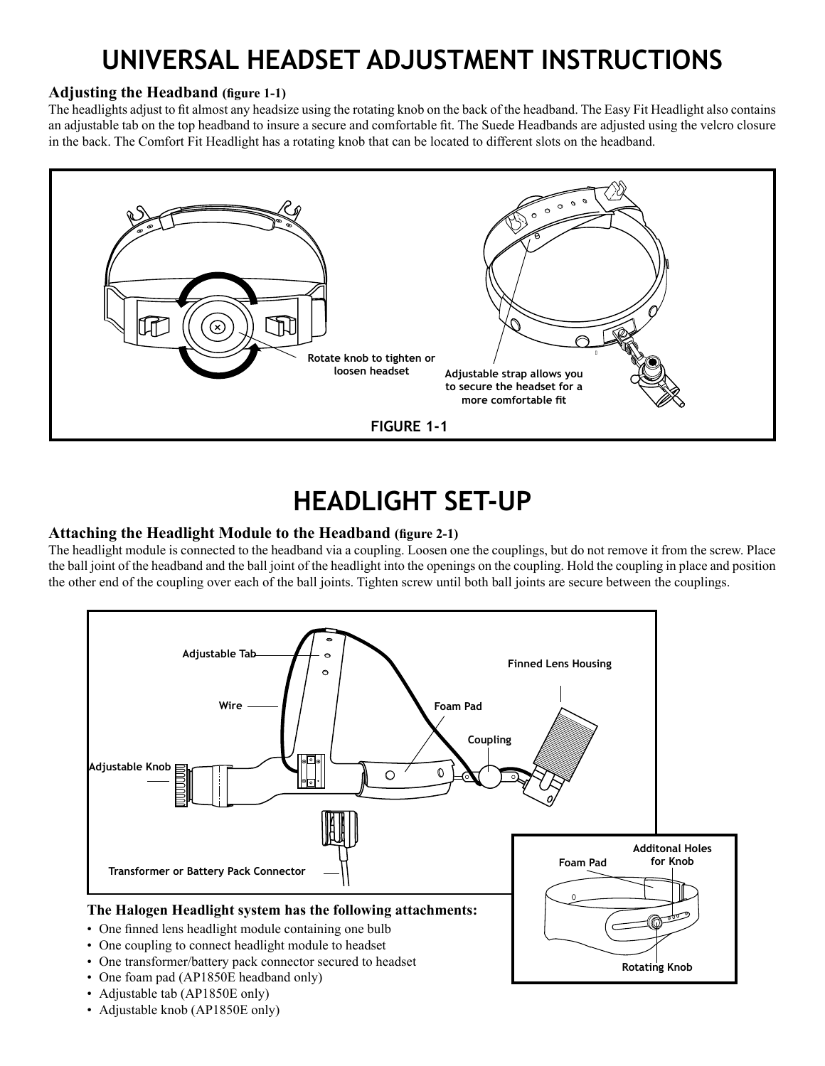# UNIVERSAL HEADSET ADJUSTMENT INSTRUCTIONS

### Adjusting the Headband (figure 1-1)

The headlights adjust to fit almost any headsize using the rotating knob on the back of the headband. The Easy Fit Headlight also contains an adjustable tab on the top headband to insure a secure and comfortable fit. The Suede Headbands are adjusted using the velcro closure in the back. The Comfort Fit Headlight has a rotating knob that can be located to different slots on the headband.

Rotate knob to tighten or loosen headset

Adjustable strap allows you to secure the headset for a more comfortable fit

**FIGURE 1-1**

# HEADLIGHT SET-UP

### Attaching the Headlight Module to the Headband (figure 2-1)

The headlight module is connected to the headband via a coupling. Loosen one the couplings, but do not remove it from the screw. Place the ball joint of the headband and the ball joint of the headlight into the openings on the coupling. Hold the coupling in place and position the other end of the coupling over each of the ball joints. Tighten screw until both ball joints are secure between the couplings.

Adjustable Tab

Wire

Finned Lens Housing

Foam Pad

Coupling

Adjustable Knob

Transformer or Battery Pack Connector

Foam Pad

Additonal Holes for Knob

Rotating Knob

**The Halogen Headlight system has the following attachments:**

- One finned lens headlight module containing one bulb
- One coupling to connect headlight module to headset
- One transformer/battery pack connector secured to headset
- One foam pad (AP1850E headband only)
- Adjustable tab (AP1850E only)
- Adjustable knob (AP1850E only)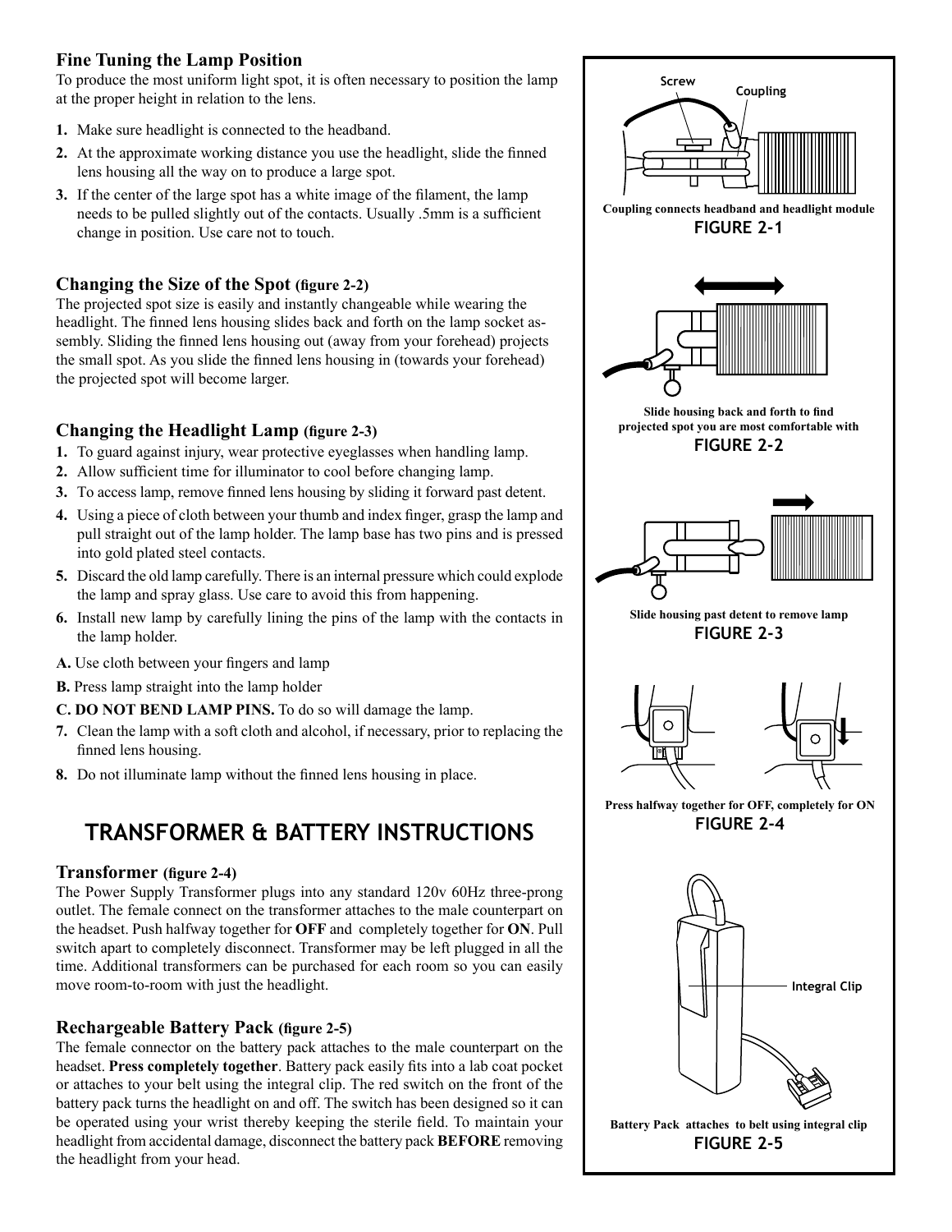### Fine Tuning the Lamp Position

To produce the most uniform light spot, it is often necessary to position the lamp at the proper height in relation to the lens.

1. Make sure headlight is connected to the headband.
2. At the approximate working distance you use the headlight, slide the finned lens housing all the way on to produce a large spot.
3. If the center of the large spot has a white image of the filament, the lamp needs to be pulled slightly out of the contacts. Usually .5mm is a sufficient change in position. Use care not to touch.

### Changing the Size of the Spot (figure 2-2)

The projected spot size is easily and instantly changeable while wearing the headlight. The finned lens housing slides back and forth on the lamp socket assembly. Sliding the finned lens housing out (away from your forehead) projects the small spot. As you slide the finned lens housing in (towards your forehead) the projected spot will become larger.

### Changing the Headlight Lamp (figure 2-3)

1. To guard against injury, wear protective eyeglasses when handling lamp.
2. Allow sufficient time for illuminator to cool before changing lamp.
3. To access lamp, remove finned lens housing by sliding it forward past detent.
4. Using a piece of cloth between your thumb and index finger, grasp the lamp and pull straight out of the lamp holder. The lamp base has two pins and is pressed into gold plated steel contacts.
5. Discard the old lamp carefully. There is an internal pressure which could explode the lamp and spray glass. Use care to avoid this from happening.
6. Install new lamp by carefully lining the pins of the lamp with the contacts in the lamp holder.

**A.** Use cloth between your fingers and lamp

**B.** Press lamp straight into the lamp holder

**C. DO NOT BEND LAMP PINS.** To do so will damage the lamp.

7. Clean the lamp with a soft cloth and alcohol, if necessary, prior to replacing the finned lens housing.
8. Do not illuminate lamp without the finned lens housing in place.

## TRANSFORMER & BATTERY INSTRUCTIONS

### Transformer (figure 2-4)

The Power Supply Transformer plugs into any standard 120v 60Hz three-prong outlet. The female connect on the transformer attaches to the male counterpart on the headset. Push halfway together for **OFF** and completely together for **ON**. Pull switch apart to completely disconnect. Transformer may be left plugged in all the time. Additional transformers can be purchased for each room so you can easily move room-to-room with just the headlight.

### Rechargeable Battery Pack (figure 2-5)

The female connector on the battery pack attaches to the male counterpart on the headset. **Press completely together**. Battery pack easily fits into a lab coat pocket or attaches to your belt using the integral clip. The red switch on the front of the battery pack turns the headlight on and off. The switch has been designed so it can be operated using your wrist thereby keeping the sterile field. To maintain your headlight from accidental damage, disconnect the battery pack **BEFORE** removing the headlight from your head.

Screw
Coupling

Coupling connects headband and headlight module

**FIGURE 2-1**

Slide housing back and forth to find projected spot you are most comfortable with

**FIGURE 2-2**

Slide housing past detent to remove lamp

**FIGURE 2-3**

Press halfway together for OFF, completely for ON

**FIGURE 2-4**

Integral Clip

Battery Pack attaches to belt using integral clip

**FIGURE 2-5**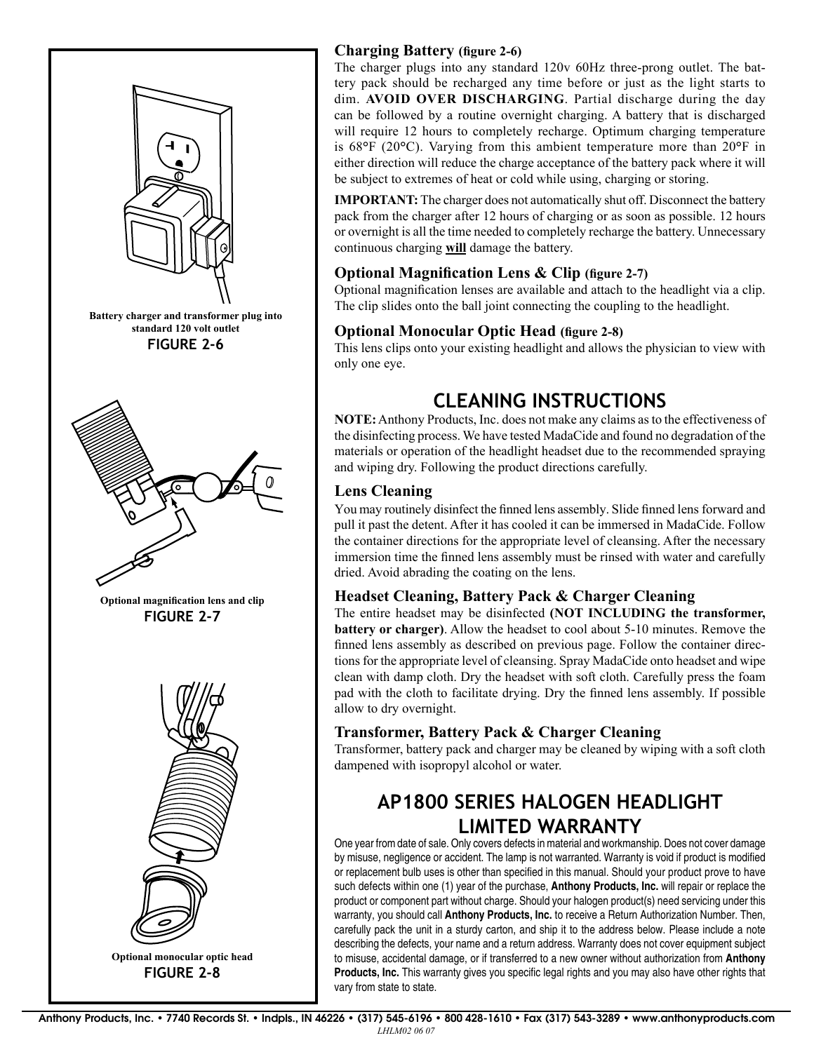Battery charger and transformer plug into standard 120 volt outlet

**FIGURE 2-6**

Optional magnification lens and clip

**FIGURE 2-7**

Optional monocular optic head

**FIGURE 2-8**

### Charging Battery (figure 2-6)

The charger plugs into any standard 120v 60Hz three-prong outlet. The battery pack should be recharged any time before or just as the light starts to dim. **AVOID OVER DISCHARGING**. Partial discharge during the day can be followed by a routine overnight charging. A battery that is discharged will require 12 hours to completely recharge. Optimum charging temperature is 68°F (20°C). Varying from this ambient temperature more than 20°F in either direction will reduce the charge acceptance of the battery pack where it will be subject to extremes of heat or cold while using, charging or storing.

**IMPORTANT:** The charger does not automatically shut off. Disconnect the battery pack from the charger after 12 hours of charging or as soon as possible. 12 hours or overnight is all the time needed to completely recharge the battery. Unnecessary continuous charging **will** damage the battery.

### Optional Magnification Lens & Clip (figure 2-7)

Optional magnification lenses are available and attach to the headlight via a clip. The clip slides onto the ball joint connecting the coupling to the headlight.

### Optional Monocular Optic Head (figure 2-8)

This lens clips onto your existing headlight and allows the physician to view with only one eye.

## CLEANING INSTRUCTIONS

**NOTE:** Anthony Products, Inc. does not make any claims as to the effectiveness of the disinfecting process. We have tested MadaCide and found no degradation of the materials or operation of the headlight headset due to the recommended spraying and wiping dry. Following the product directions carefully.

### Lens Cleaning

You may routinely disinfect the finned lens assembly. Slide finned lens forward and pull it past the detent. After it has cooled it can be immersed in MadaCide. Follow the container directions for the appropriate level of cleansing. After the necessary immersion time the finned lens assembly must be rinsed with water and carefully dried. Avoid abrading the coating on the lens.

### Headset Cleaning, Battery Pack & Charger Cleaning

The entire headset may be disinfected **(NOT INCLUDING the transformer, battery or charger)**. Allow the headset to cool about 5-10 minutes. Remove the finned lens assembly as described on previous page. Follow the container directions for the appropriate level of cleansing. Spray MadaCide onto headset and wipe clean with damp cloth. Dry the headset with soft cloth. Carefully press the foam pad with the cloth to facilitate drying. Dry the finned lens assembly. If possible allow to dry overnight.

### Transformer, Battery Pack & Charger Cleaning

Transformer, battery pack and charger may be cleaned by wiping with a soft cloth dampened with isopropyl alcohol or water.

## AP1800 SERIES HALOGEN HEADLIGHT LIMITED WARRANTY

One year from date of sale. Only covers defects in material and workmanship. Does not cover damage by misuse, negligence or accident. The lamp is not warranted. Warranty is void if product is modified or replacement bulb uses is other than specified in this manual. Should your product prove to have such defects within one (1) year of the purchase, **Anthony Products, Inc.** will repair or replace the product or component part without charge. Should your halogen product(s) need servicing under this warranty, you should call **Anthony Products, Inc.** to receive a Return Authorization Number. Then, carefully pack the unit in a sturdy carton, and ship it to the address below. Please include a note describing the defects, your name and a return address. Warranty does not cover equipment subject to misuse, accidental damage, or if transferred to a new owner without authorization from **Anthony Products, Inc.** This warranty gives you specific legal rights and you may also have other rights that vary from state to state.

Anthony Products, Inc. • 7740 Records St. • Indpls., IN 46226 • (317) 545-6196 • 800 428-1610 • Fax (317) 543-3289 • www.anthonyproducts.com

*LHLM02 06 07*